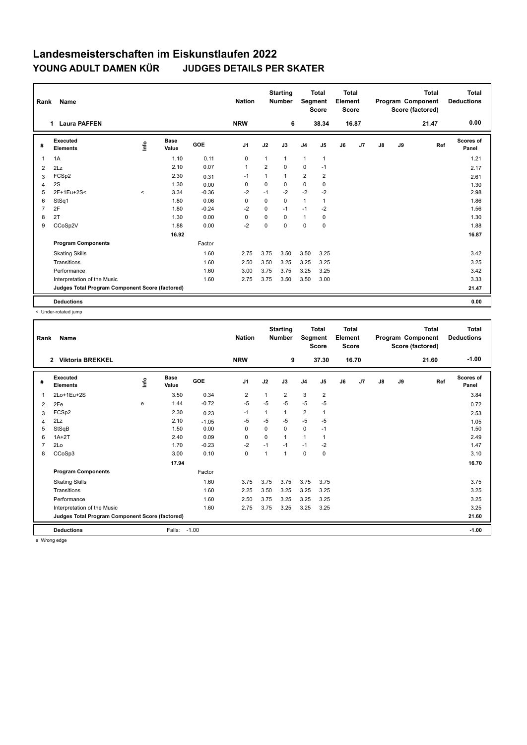# Landesmeisterschaften im Eiskunstlaufen 2022

## YOUNG ADULT DAMEN KÜR JUDGES DETAILS PER SKATER

| Rank | Name | Nation | Starting Number | Total Segment Score | Total Element Score | Total Program Component Score (factored) | Total Deductions |
|---|---|---|---|---|---|---|---|
| 1 | Laura PAFFEN | NRW | 6 | 38.34 | 16.87 | 21.47 | 0.00 |

| # | Executed Elements | Info | Base Value | GOE | J1 | J2 | J3 | J4 | J5 | J6 | J7 | J8 | J9 | Ref | Scores of Panel |
|---|---|---|---|---|---|---|---|---|---|---|---|---|---|---|---|
| 1 | 1A | | 1.10 | 0.11 | 0 | 1 | 1 | 1 | 1 | | | | | | 1.21 |
| 2 | 2Lz | | 2.10 | 0.07 | 1 | 2 | 0 | 0 | -1 | | | | | | 2.17 |
| 3 | FCSp2 | | 2.30 | 0.31 | -1 | 1 | 1 | 2 | 2 | | | | | | 2.61 |
| 4 | 2S | | 1.30 | 0.00 | 0 | 0 | 0 | 0 | 0 | | | | | | 1.30 |
| 5 | 2F+1Eu+2S< | < | 3.34 | -0.36 | -2 | -1 | -2 | -2 | -2 | | | | | | 2.98 |
| 6 | StSq1 | | 1.80 | 0.06 | 0 | 0 | 0 | 1 | 1 | | | | | | 1.86 |
| 7 | 2F | | 1.80 | -0.24 | -2 | 0 | -1 | -1 | -2 | | | | | | 1.56 |
| 8 | 2T | | 1.30 | 0.00 | 0 | 0 | 0 | 1 | 0 | | | | | | 1.30 |
| 9 | CCoSp2V | | 1.88 | 0.00 | -2 | 0 | 0 | 0 | 0 | | | | | | 1.88 |
| | | | 16.92 | | | | | | | | | | | | 16.87 |
| | **Program Components** | | | Factor | | | | | | | | | | | |
| | Skating Skills | | | 1.60 | 2.75 | 3.75 | 3.50 | 3.50 | 3.25 | | | | | | 3.42 |
| | Transitions | | | 1.60 | 2.50 | 3.50 | 3.25 | 3.25 | 3.25 | | | | | | 3.25 |
| | Performance | | | 1.60 | 3.00 | 3.75 | 3.75 | 3.25 | 3.25 | | | | | | 3.42 |
| | Interpretation of the Music | | | 1.60 | 2.75 | 3.75 | 3.50 | 3.50 | 3.00 | | | | | | 3.33 |
| | **Judges Total Program Component Score (factored)** | | | | | | | | | | | | | | 21.47 |
| | **Deductions** | | | | | | | | | | | | | | 0.00 |

< Under-rotated jump

| Rank | Name | Nation | Starting Number | Total Segment Score | Total Element Score | Total Program Component Score (factored) | Total Deductions |
|---|---|---|---|---|---|---|---|
| 2 | Viktoria BREKKEL | NRW | 9 | 37.30 | 16.70 | 21.60 | -1.00 |

| # | Executed Elements | Info | Base Value | GOE | J1 | J2 | J3 | J4 | J5 | J6 | J7 | J8 | J9 | Ref | Scores of Panel |
|---|---|---|---|---|---|---|---|---|---|---|---|---|---|---|---|
| 1 | 2Lo+1Eu+2S | | 3.50 | 0.34 | 2 | 1 | 2 | 3 | 2 | | | | | | 3.84 |
| 2 | 2Fe | e | 1.44 | -0.72 | -5 | -5 | -5 | -5 | -5 | | | | | | 0.72 |
| 3 | FCSp2 | | 2.30 | 0.23 | -1 | 1 | 1 | 2 | 1 | | | | | | 2.53 |
| 4 | 2Lz | | 2.10 | -1.05 | -5 | -5 | -5 | -5 | -5 | | | | | | 1.05 |
| 5 | StSqB | | 1.50 | 0.00 | 0 | 0 | 0 | 0 | -1 | | | | | | 1.50 |
| 6 | 1A+2T | | 2.40 | 0.09 | 0 | 0 | 1 | 1 | 1 | | | | | | 2.49 |
| 7 | 2Lo | | 1.70 | -0.23 | -2 | -1 | -1 | -1 | -2 | | | | | | 1.47 |
| 8 | CCoSp3 | | 3.00 | 0.10 | 0 | 1 | 1 | 0 | 0 | | | | | | 3.10 |
| | | | 17.94 | | | | | | | | | | | | 16.70 |
| | **Program Components** | | | Factor | | | | | | | | | | | |
| | Skating Skills | | | 1.60 | 3.75 | 3.75 | 3.75 | 3.75 | 3.75 | | | | | | 3.75 |
| | Transitions | | | 1.60 | 2.25 | 3.50 | 3.25 | 3.25 | 3.25 | | | | | | 3.25 |
| | Performance | | | 1.60 | 2.50 | 3.75 | 3.25 | 3.25 | 3.25 | | | | | | 3.25 |
| | Interpretation of the Music | | | 1.60 | 2.75 | 3.75 | 3.25 | 3.25 | 3.25 | | | | | | 3.25 |
| | **Judges Total Program Component Score (factored)** | | | | | | | | | | | | | | 21.60 |
| | **Deductions** | | Falls: | -1.00 | | | | | | | | | | | -1.00 |

e Wrong edge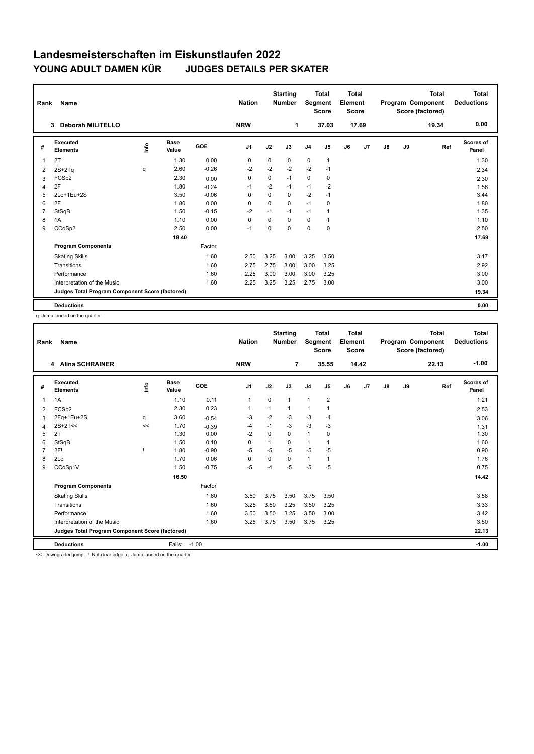# Landesmeisterschaften im Eiskunstlaufen 2022

## YOUNG ADULT DAMEN KÜR JUDGES DETAILS PER SKATER

| Rank | Name | Nation | Starting Number | Total Segment Score | Total Element Score | Total Program Component Score (factored) | Total Deductions |
|---|---|---|---|---|---|---|---|
| 3 | Deborah MILITELLO | NRW | 1 | 37.03 | 17.69 | 19.34 | 0.00 |

| # | Executed Elements | Info | Base Value | GOE | J1 | J2 | J3 | J4 | J5 | J6 | J7 | J8 | J9 | Ref | Scores of Panel |
|---|---|---|---|---|---|---|---|---|---|---|---|---|---|---|---|
| 1 | 2T | | 1.30 | 0.00 | 0 | 0 | 0 | 0 | 1 | | | | | | 1.30 |
| 2 | 2S+2Tq | q | 2.60 | -0.26 | -2 | -2 | -2 | -2 | -1 | | | | | | 2.34 |
| 3 | FCSp2 | | 2.30 | 0.00 | 0 | 0 | -1 | 0 | 0 | | | | | | 2.30 |
| 4 | 2F | | 1.80 | -0.24 | -1 | -2 | -1 | -1 | -2 | | | | | | 1.56 |
| 5 | 2Lo+1Eu+2S | | 3.50 | -0.06 | 0 | 0 | 0 | -2 | -1 | | | | | | 3.44 |
| 6 | 2F | | 1.80 | 0.00 | 0 | 0 | 0 | -1 | 0 | | | | | | 1.80 |
| 7 | StSqB | | 1.50 | -0.15 | -2 | -1 | -1 | -1 | 1 | | | | | | 1.35 |
| 8 | 1A | | 1.10 | 0.00 | 0 | 0 | 0 | 0 | 1 | | | | | | 1.10 |
| 9 | CCoSp2 | | 2.50 | 0.00 | -1 | 0 | 0 | 0 | 0 | | | | | | 2.50 |
| | | | 18.40 | | | | | | | | | | | | 17.69 |
| | **Program Components** | | | Factor | | | | | | | | | | | |
| | Skating Skills | | | 1.60 | 2.50 | 3.25 | 3.00 | 3.25 | 3.50 | | | | | | 3.17 |
| | Transitions | | | 1.60 | 2.75 | 2.75 | 3.00 | 3.00 | 3.25 | | | | | | 2.92 |
| | Performance | | | 1.60 | 2.25 | 3.00 | 3.00 | 3.00 | 3.25 | | | | | | 3.00 |
| | Interpretation of the Music | | | 1.60 | 2.25 | 3.25 | 3.25 | 2.75 | 3.00 | | | | | | 3.00 |
| | **Judges Total Program Component Score (factored)** | | | | | | | | | | | | | | 19.34 |
| | **Deductions** | | | | | | | | | | | | | | 0.00 |

q Jump landed on the quarter

| Rank | Name | Nation | Starting Number | Total Segment Score | Total Element Score | Total Program Component Score (factored) | Total Deductions |
|---|---|---|---|---|---|---|---|
| 4 | Alina SCHRAINER | NRW | 7 | 35.55 | 14.42 | 22.13 | -1.00 |

| # | Executed Elements | Info | Base Value | GOE | J1 | J2 | J3 | J4 | J5 | J6 | J7 | J8 | J9 | Ref | Scores of Panel |
|---|---|---|---|---|---|---|---|---|---|---|---|---|---|---|---|
| 1 | 1A | | 1.10 | 0.11 | 1 | 0 | 1 | 1 | 2 | | | | | | 1.21 |
| 2 | FCSp2 | | 2.30 | 0.23 | 1 | 1 | 1 | 1 | 1 | | | | | | 2.53 |
| 3 | 2Fq+1Eu+2S | q | 3.60 | -0.54 | -3 | -2 | -3 | -3 | -4 | | | | | | 3.06 |
| 4 | 2S+2T<< | << | 1.70 | -0.39 | -4 | -1 | -3 | -3 | -3 | | | | | | 1.31 |
| 5 | 2T | | 1.30 | 0.00 | -2 | 0 | 0 | 1 | 0 | | | | | | 1.30 |
| 6 | StSqB | | 1.50 | 0.10 | 0 | 1 | 0 | 1 | 1 | | | | | | 1.60 |
| 7 | 2F! | ! | 1.80 | -0.90 | -5 | -5 | -5 | -5 | -5 | | | | | | 0.90 |
| 8 | 2Lo | | 1.70 | 0.06 | 0 | 0 | 0 | 1 | 1 | | | | | | 1.76 |
| 9 | CCoSp1V | | 1.50 | -0.75 | -5 | -4 | -5 | -5 | -5 | | | | | | 0.75 |
| | | | 16.50 | | | | | | | | | | | | 14.42 |
| | **Program Components** | | | Factor | | | | | | | | | | | |
| | Skating Skills | | | 1.60 | 3.50 | 3.75 | 3.50 | 3.75 | 3.50 | | | | | | 3.58 |
| | Transitions | | | 1.60 | 3.25 | 3.50 | 3.25 | 3.50 | 3.25 | | | | | | 3.33 |
| | Performance | | | 1.60 | 3.50 | 3.50 | 3.25 | 3.50 | 3.00 | | | | | | 3.42 |
| | Interpretation of the Music | | | 1.60 | 3.25 | 3.75 | 3.50 | 3.75 | 3.25 | | | | | | 3.50 |
| | **Judges Total Program Component Score (factored)** | | | | | | | | | | | | | | 22.13 |
| | **Deductions** | | Falls: | -1.00 | | | | | | | | | | | -1.00 |

<< Downgraded jump ! Not clear edge q Jump landed on the quarter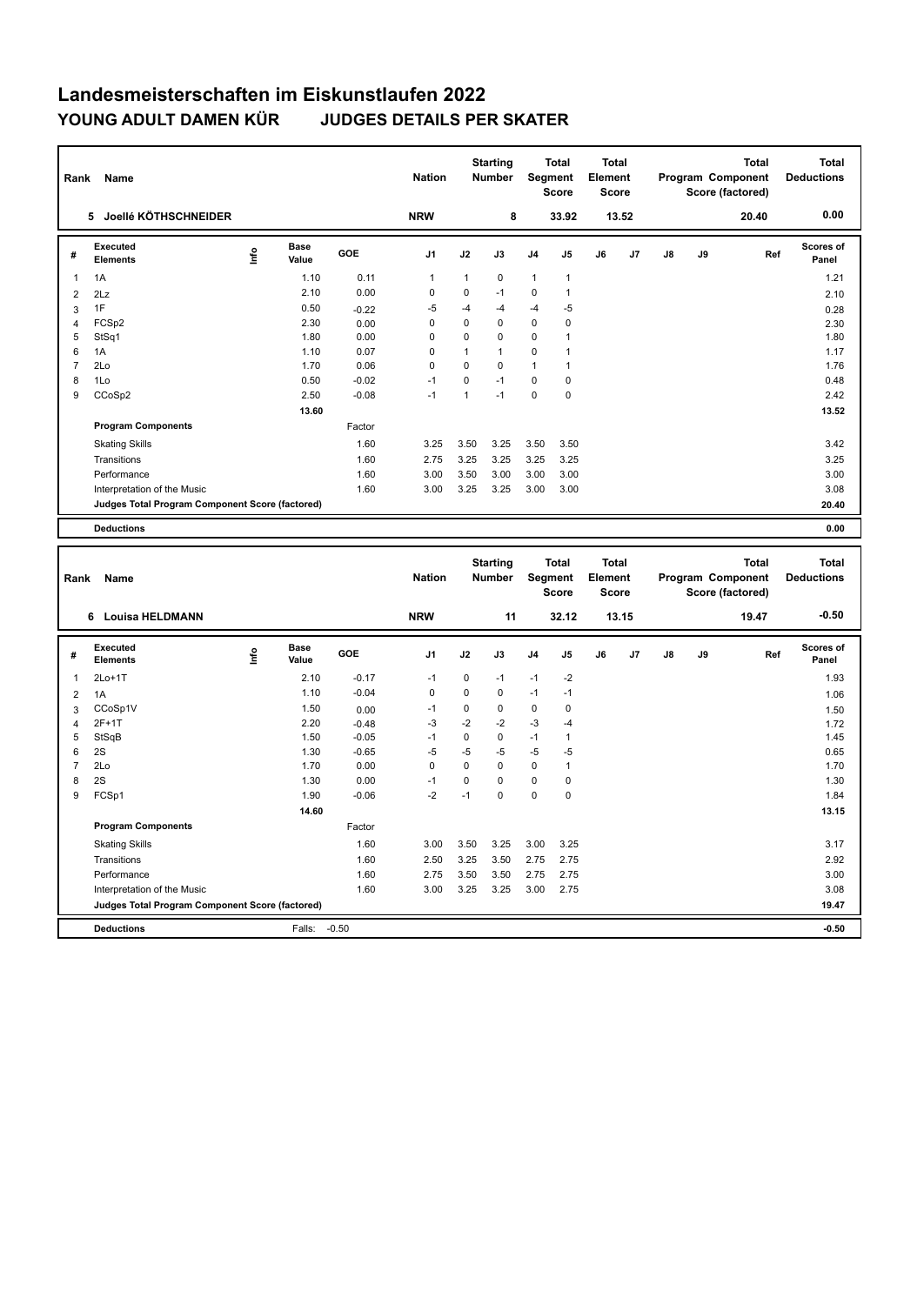# Landesmeisterschaften im Eiskunstlaufen 2022

## YOUNG ADULT DAMEN KÜR JUDGES DETAILS PER SKATER

| Rank | Name | Nation | Starting Number | Total Segment Score | Total Element Score | Total Program Component Score (factored) | Total Deductions |
|---|---|---|---|---|---|---|---|
| 5 | Joellé KÖTHSCHNEIDER | NRW | 8 | 33.92 | 13.52 | 20.40 | 0.00 |

| # | Executed Elements | Info | Base Value | GOE | J1 | J2 | J3 | J4 | J5 | J6 | J7 | J8 | J9 | Ref | Scores of Panel |
|---|---|---|---|---|---|---|---|---|---|---|---|---|---|---|---|
| 1 | 1A | | 1.10 | 0.11 | 1 | 1 | 0 | 1 | 1 | | | | | | 1.21 |
| 2 | 2Lz | | 2.10 | 0.00 | 0 | 0 | -1 | 0 | 1 | | | | | | 2.10 |
| 3 | 1F | | 0.50 | -0.22 | -5 | -4 | -4 | -4 | -5 | | | | | | 0.28 |
| 4 | FCSp2 | | 2.30 | 0.00 | 0 | 0 | 0 | 0 | 0 | | | | | | 2.30 |
| 5 | StSq1 | | 1.80 | 0.00 | 0 | 0 | 0 | 0 | 1 | | | | | | 1.80 |
| 6 | 1A | | 1.10 | 0.07 | 0 | 1 | 1 | 0 | 1 | | | | | | 1.17 |
| 7 | 2Lo | | 1.70 | 0.06 | 0 | 0 | 0 | 1 | 1 | | | | | | 1.76 |
| 8 | 1Lo | | 0.50 | -0.02 | -1 | 0 | -1 | 0 | 0 | | | | | | 0.48 |
| 9 | CCoSp2 | | 2.50 | -0.08 | -1 | 1 | -1 | 0 | 0 | | | | | | 2.42 |
| | | | 13.60 | | | | | | | | | | | | 13.52 |
| | **Program Components** | | | Factor | | | | | | | | | | | |
| | Skating Skills | | | 1.60 | 3.25 | 3.50 | 3.25 | 3.50 | 3.50 | | | | | | 3.42 |
| | Transitions | | | 1.60 | 2.75 | 3.25 | 3.25 | 3.25 | 3.25 | | | | | | 3.25 |
| | Performance | | | 1.60 | 3.00 | 3.50 | 3.00 | 3.00 | 3.00 | | | | | | 3.00 |
| | Interpretation of the Music | | | 1.60 | 3.00 | 3.25 | 3.25 | 3.00 | 3.00 | | | | | | 3.08 |
| | **Judges Total Program Component Score (factored)** | | | | | | | | | | | | | | 20.40 |
| | **Deductions** | | | | | | | | | | | | | | 0.00 |

| Rank | Name | Nation | Starting Number | Total Segment Score | Total Element Score | Total Program Component Score (factored) | Total Deductions |
|---|---|---|---|---|---|---|---|
| 6 | Louisa HELDMANN | NRW | 11 | 32.12 | 13.15 | 19.47 | -0.50 |

| # | Executed Elements | Info | Base Value | GOE | J1 | J2 | J3 | J4 | J5 | J6 | J7 | J8 | J9 | Ref | Scores of Panel |
|---|---|---|---|---|---|---|---|---|---|---|---|---|---|---|---|
| 1 | 2Lo+1T | | 2.10 | -0.17 | -1 | 0 | -1 | -1 | -2 | | | | | | 1.93 |
| 2 | 1A | | 1.10 | -0.04 | 0 | 0 | 0 | -1 | -1 | | | | | | 1.06 |
| 3 | CCoSp1V | | 1.50 | 0.00 | -1 | 0 | 0 | 0 | 0 | | | | | | 1.50 |
| 4 | 2F+1T | | 2.20 | -0.48 | -3 | -2 | -2 | -3 | -4 | | | | | | 1.72 |
| 5 | StSqB | | 1.50 | -0.05 | -1 | 0 | 0 | -1 | 1 | | | | | | 1.45 |
| 6 | 2S | | 1.30 | -0.65 | -5 | -5 | -5 | -5 | -5 | | | | | | 0.65 |
| 7 | 2Lo | | 1.70 | 0.00 | 0 | 0 | 0 | 0 | 1 | | | | | | 1.70 |
| 8 | 2S | | 1.30 | 0.00 | -1 | 0 | 0 | 0 | 0 | | | | | | 1.30 |
| 9 | FCSp1 | | 1.90 | -0.06 | -2 | -1 | 0 | 0 | 0 | | | | | | 1.84 |
| | | | 14.60 | | | | | | | | | | | | 13.15 |
| | **Program Components** | | | Factor | | | | | | | | | | | |
| | Skating Skills | | | 1.60 | 3.00 | 3.50 | 3.25 | 3.00 | 3.25 | | | | | | 3.17 |
| | Transitions | | | 1.60 | 2.50 | 3.25 | 3.50 | 2.75 | 2.75 | | | | | | 2.92 |
| | Performance | | | 1.60 | 2.75 | 3.50 | 3.50 | 2.75 | 2.75 | | | | | | 3.00 |
| | Interpretation of the Music | | | 1.60 | 3.00 | 3.25 | 3.25 | 3.00 | 2.75 | | | | | | 3.08 |
| | **Judges Total Program Component Score (factored)** | | | | | | | | | | | | | | 19.47 |
| | **Deductions** | | Falls: | -0.50 | | | | | | | | | | | -0.50 |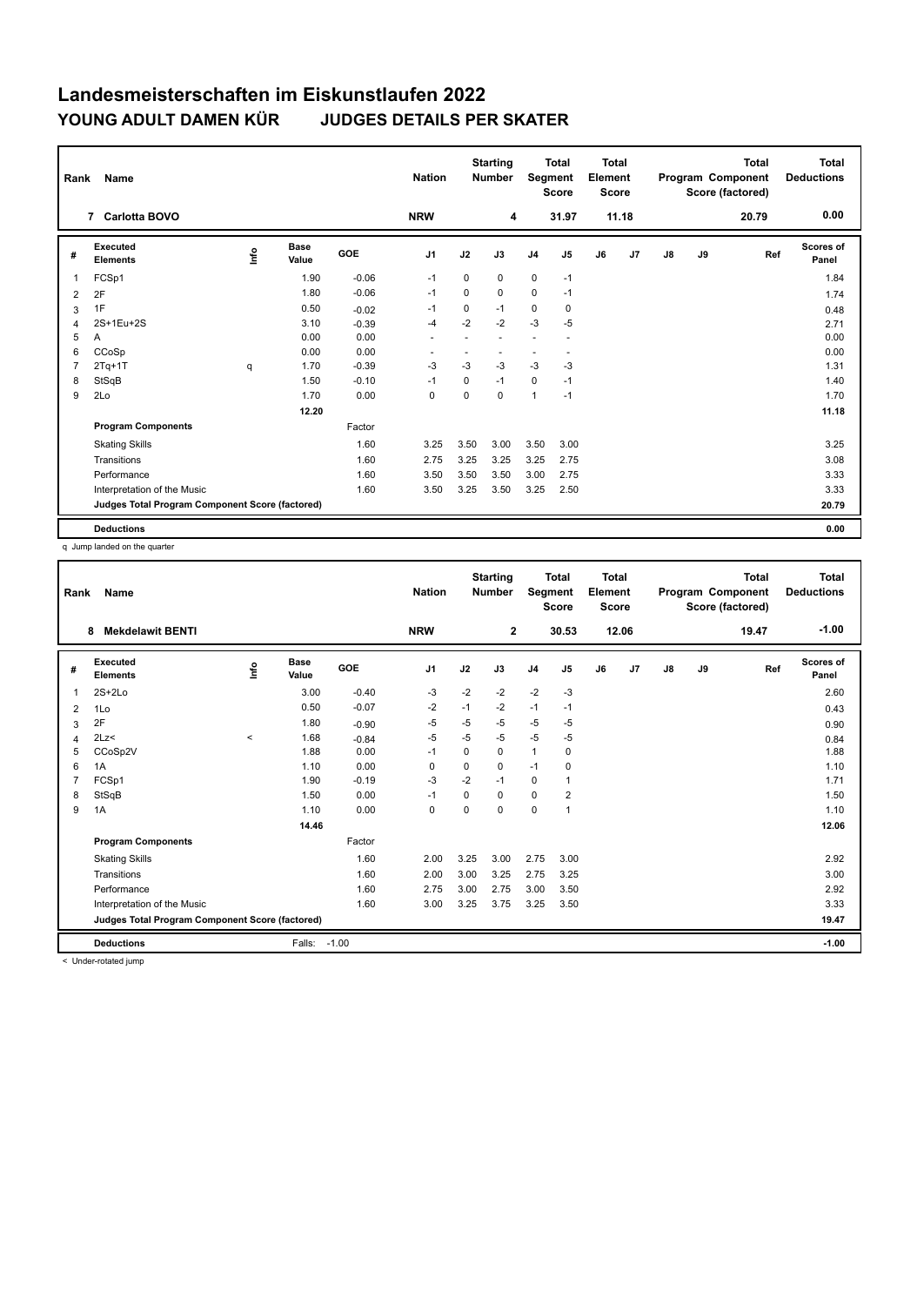# Landesmeisterschaften im Eiskunstlaufen 2022

## YOUNG ADULT DAMEN KÜR JUDGES DETAILS PER SKATER

| Rank | Name | Nation | Starting Number | Total Segment Score | Total Element Score | Total Program Component Score (factored) | Total Deductions |
|---|---|---|---|---|---|---|---|
| 7 | Carlotta BOVO | NRW | 4 | 31.97 | 11.18 | 20.79 | 0.00 |

| # | Executed Elements | Info | Base Value | GOE | J1 | J2 | J3 | J4 | J5 | J6 | J7 | J8 | J9 | Ref | Scores of Panel |
|---|---|---|---|---|---|---|---|---|---|---|---|---|---|---|---|
| 1 | FCSp1 | | 1.90 | -0.06 | -1 | 0 | 0 | 0 | -1 | | | | | | 1.84 |
| 2 | 2F | | 1.80 | -0.06 | -1 | 0 | 0 | 0 | -1 | | | | | | 1.74 |
| 3 | 1F | | 0.50 | -0.02 | -1 | 0 | -1 | 0 | 0 | | | | | | 0.48 |
| 4 | 2S+1Eu+2S | | 3.10 | -0.39 | -4 | -2 | -2 | -3 | -5 | | | | | | 2.71 |
| 5 | A | | 0.00 | 0.00 | - | - | - | - | - | | | | | | 0.00 |
| 6 | CCoSp | | 0.00 | 0.00 | - | - | - | - | - | | | | | | 0.00 |
| 7 | 2Tq+1T | q | 1.70 | -0.39 | -3 | -3 | -3 | -3 | -3 | | | | | | 1.31 |
| 8 | StSqB | | 1.50 | -0.10 | -1 | 0 | -1 | 0 | -1 | | | | | | 1.40 |
| 9 | 2Lo | | 1.70 | 0.00 | 0 | 0 | 0 | 1 | -1 | | | | | | 1.70 |
| | | | 12.20 | | | | | | | | | | | | 11.18 |
| | **Program Components** | | | Factor | | | | | | | | | | | |
| | Skating Skills | | | 1.60 | 3.25 | 3.50 | 3.00 | 3.50 | 3.00 | | | | | | 3.25 |
| | Transitions | | | 1.60 | 2.75 | 3.25 | 3.25 | 3.25 | 2.75 | | | | | | 3.08 |
| | Performance | | | 1.60 | 3.50 | 3.50 | 3.50 | 3.00 | 2.75 | | | | | | 3.33 |
| | Interpretation of the Music | | | 1.60 | 3.50 | 3.25 | 3.50 | 3.25 | 2.50 | | | | | | 3.33 |
| | **Judges Total Program Component Score (factored)** | | | | | | | | | | | | | | 20.79 |
| | **Deductions** | | | | | | | | | | | | | | 0.00 |

q Jump landed on the quarter

| Rank | Name | Nation | Starting Number | Total Segment Score | Total Element Score | Total Program Component Score (factored) | Total Deductions |
|---|---|---|---|---|---|---|---|
| 8 | Mekdelawit BENTI | NRW | 2 | 30.53 | 12.06 | 19.47 | -1.00 |

| # | Executed Elements | Info | Base Value | GOE | J1 | J2 | J3 | J4 | J5 | J6 | J7 | J8 | J9 | Ref | Scores of Panel |
|---|---|---|---|---|---|---|---|---|---|---|---|---|---|---|---|
| 1 | 2S+2Lo | | 3.00 | -0.40 | -3 | -2 | -2 | -2 | -3 | | | | | | 2.60 |
| 2 | 1Lo | | 0.50 | -0.07 | -2 | -1 | -2 | -1 | -1 | | | | | | 0.43 |
| 3 | 2F | | 1.80 | -0.90 | -5 | -5 | -5 | -5 | -5 | | | | | | 0.90 |
| 4 | 2Lz< | < | 1.68 | -0.84 | -5 | -5 | -5 | -5 | -5 | | | | | | 0.84 |
| 5 | CCoSp2V | | 1.88 | 0.00 | -1 | 0 | 0 | 1 | 0 | | | | | | 1.88 |
| 6 | 1A | | 1.10 | 0.00 | 0 | 0 | 0 | -1 | 0 | | | | | | 1.10 |
| 7 | FCSp1 | | 1.90 | -0.19 | -3 | -2 | -1 | 0 | 1 | | | | | | 1.71 |
| 8 | StSqB | | 1.50 | 0.00 | -1 | 0 | 0 | 0 | 2 | | | | | | 1.50 |
| 9 | 1A | | 1.10 | 0.00 | 0 | 0 | 0 | 0 | 1 | | | | | | 1.10 |
| | | | 14.46 | | | | | | | | | | | | 12.06 |
| | **Program Components** | | | Factor | | | | | | | | | | | |
| | Skating Skills | | | 1.60 | 2.00 | 3.25 | 3.00 | 2.75 | 3.00 | | | | | | 2.92 |
| | Transitions | | | 1.60 | 2.00 | 3.00 | 3.25 | 2.75 | 3.25 | | | | | | 3.00 |
| | Performance | | | 1.60 | 2.75 | 3.00 | 2.75 | 3.00 | 3.50 | | | | | | 2.92 |
| | Interpretation of the Music | | | 1.60 | 3.00 | 3.25 | 3.75 | 3.25 | 3.50 | | | | | | 3.33 |
| | **Judges Total Program Component Score (factored)** | | | | | | | | | | | | | | 19.47 |
| | **Deductions** | | Falls: | -1.00 | | | | | | | | | | | -1.00 |

< Under-rotated jump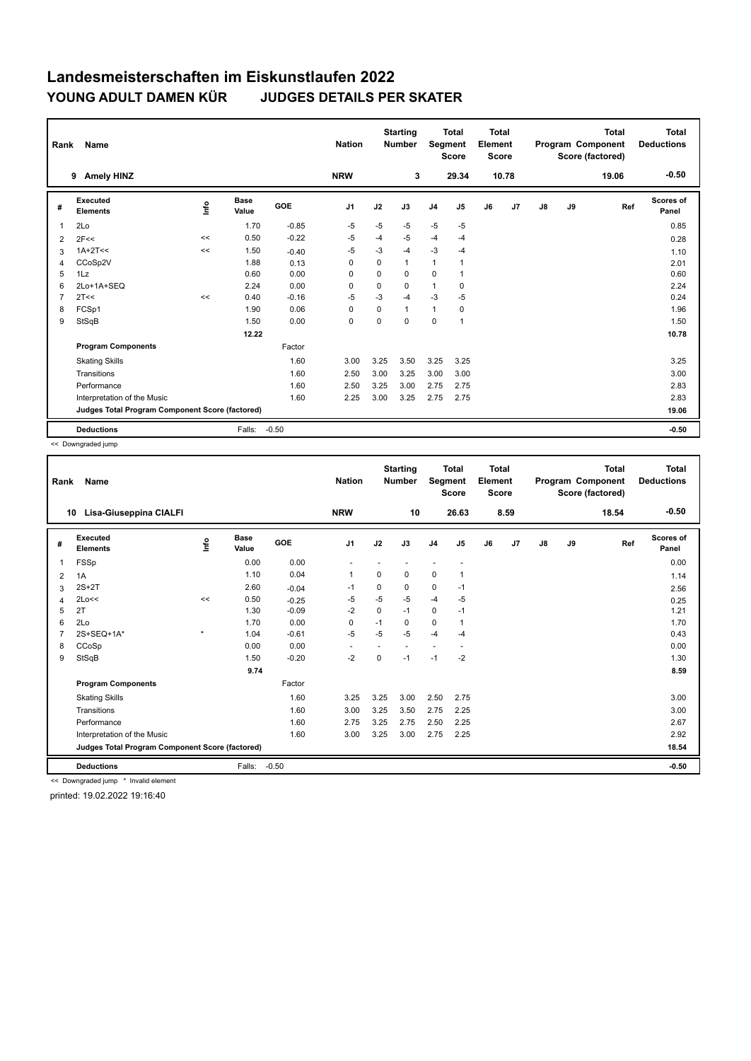# Landesmeisterschaften im Eiskunstlaufen 2022

## YOUNG ADULT DAMEN KÜR JUDGES DETAILS PER SKATER

| Rank | Name | Nation | Starting Number | Total Segment Score | Total Element Score | Total Program Component Score (factored) | Total Deductions |
|---|---|---|---|---|---|---|---|
| 9 | Amely HINZ | NRW | 3 | 29.34 | 10.78 | 19.06 | -0.50 |

| # | Executed Elements | Info | Base Value | GOE | J1 | J2 | J3 | J4 | J5 | J6 | J7 | J8 | J9 | Ref | Scores of Panel |
|---|---|---|---|---|---|---|---|---|---|---|---|---|---|---|---|
| 1 | 2Lo | | 1.70 | -0.85 | -5 | -5 | -5 | -5 | -5 | | | | | | 0.85 |
| 2 | 2F<< | << | 0.50 | -0.22 | -5 | -4 | -5 | -4 | -4 | | | | | | 0.28 |
| 3 | 1A+2T<< | << | 1.50 | -0.40 | -5 | -3 | -4 | -3 | -4 | | | | | | 1.10 |
| 4 | CCoSp2V | | 1.88 | 0.13 | 0 | 0 | 1 | 1 | 1 | | | | | | 2.01 |
| 5 | 1Lz | | 0.60 | 0.00 | 0 | 0 | 0 | 0 | 1 | | | | | | 0.60 |
| 6 | 2Lo+1A+SEQ | | 2.24 | 0.00 | 0 | 0 | 0 | 1 | 0 | | | | | | 2.24 |
| 7 | 2T<< | << | 0.40 | -0.16 | -5 | -3 | -4 | -3 | -5 | | | | | | 0.24 |
| 8 | FCSp1 | | 1.90 | 0.06 | 0 | 0 | 1 | 1 | 0 | | | | | | 1.96 |
| 9 | StSqB | | 1.50 | 0.00 | 0 | 0 | 0 | 0 | 1 | | | | | | 1.50 |
| | | | 12.22 | | | | | | | | | | | | 10.78 |
| | **Program Components** | | | Factor | | | | | | | | | | | |
| | Skating Skills | | | 1.60 | 3.00 | 3.25 | 3.50 | 3.25 | 3.25 | | | | | | 3.25 |
| | Transitions | | | 1.60 | 2.50 | 3.00 | 3.25 | 3.00 | 3.00 | | | | | | 3.00 |
| | Performance | | | 1.60 | 2.50 | 3.25 | 3.00 | 2.75 | 2.75 | | | | | | 2.83 |
| | Interpretation of the Music | | | 1.60 | 2.25 | 3.00 | 3.25 | 2.75 | 2.75 | | | | | | 2.83 |
| | **Judges Total Program Component Score (factored)** | | | | | | | | | | | | | | 19.06 |
| | **Deductions** | | Falls: | -0.50 | | | | | | | | | | | -0.50 |

<< Downgraded jump

| Rank | Name | Nation | Starting Number | Total Segment Score | Total Element Score | Total Program Component Score (factored) | Total Deductions |
|---|---|---|---|---|---|---|---|
| 10 | Lisa-Giuseppina CIALFI | NRW | 10 | 26.63 | 8.59 | 18.54 | -0.50 |

| # | Executed Elements | Info | Base Value | GOE | J1 | J2 | J3 | J4 | J5 | J6 | J7 | J8 | J9 | Ref | Scores of Panel |
|---|---|---|---|---|---|---|---|---|---|---|---|---|---|---|---|
| 1 | FSSp | | 0.00 | 0.00 | - | - | - | - | - | | | | | | 0.00 |
| 2 | 1A | | 1.10 | 0.04 | 1 | 0 | 0 | 0 | 1 | | | | | | 1.14 |
| 3 | 2S+2T | | 2.60 | -0.04 | -1 | 0 | 0 | 0 | -1 | | | | | | 2.56 |
| 4 | 2Lo<< | << | 0.50 | -0.25 | -5 | -5 | -5 | -4 | -5 | | | | | | 0.25 |
| 5 | 2T | | 1.30 | -0.09 | -2 | 0 | -1 | 0 | -1 | | | | | | 1.21 |
| 6 | 2Lo | | 1.70 | 0.00 | 0 | -1 | 0 | 0 | 1 | | | | | | 1.70 |
| 7 | 2S+SEQ+1A* | * | 1.04 | -0.61 | -5 | -5 | -5 | -4 | -4 | | | | | | 0.43 |
| 8 | CCoSp | | 0.00 | 0.00 | - | - | - | - | - | | | | | | 0.00 |
| 9 | StSqB | | 1.50 | -0.20 | -2 | 0 | -1 | -1 | -2 | | | | | | 1.30 |
| | | | 9.74 | | | | | | | | | | | | 8.59 |
| | **Program Components** | | | Factor | | | | | | | | | | | |
| | Skating Skills | | | 1.60 | 3.25 | 3.25 | 3.00 | 2.50 | 2.75 | | | | | | 3.00 |
| | Transitions | | | 1.60 | 3.00 | 3.25 | 3.50 | 2.75 | 2.25 | | | | | | 3.00 |
| | Performance | | | 1.60 | 2.75 | 3.25 | 2.75 | 2.50 | 2.25 | | | | | | 2.67 |
| | Interpretation of the Music | | | 1.60 | 3.00 | 3.25 | 3.00 | 2.75 | 2.25 | | | | | | 2.92 |
| | **Judges Total Program Component Score (factored)** | | | | | | | | | | | | | | 18.54 |
| | **Deductions** | | Falls: | -0.50 | | | | | | | | | | | -0.50 |

<< Downgraded jump * Invalid element

printed: 19.02.2022 19:16:40